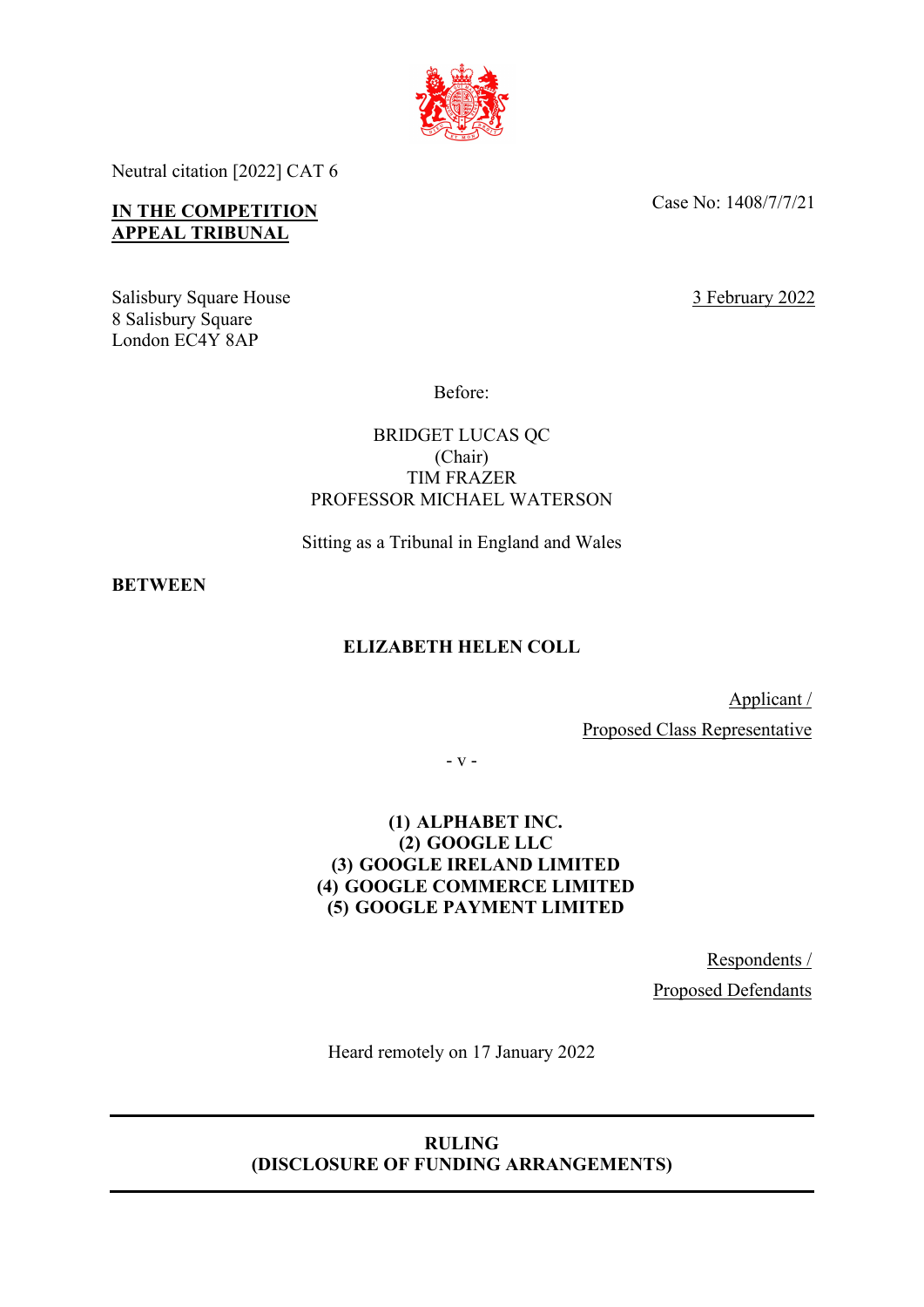Neutral citation [2022] CAT 6

Case No: 1408/7/7/21

**IN THE COMPETITION APPEAL TRIBUNAL**

Salisbury Square House
8 Salisbury Square
London EC4Y 8AP

3 February 2022

Before:

BRIDGET LUCAS QC
(Chair)
TIM FRAZER
PROFESSOR MICHAEL WATERSON

Sitting as a Tribunal in England and Wales

**BETWEEN**

**ELIZABETH HELEN COLL**

Applicant /
Proposed Class Representative

\- v -

**(1) ALPHABET INC.**
**(2) GOOGLE LLC**
**(3) GOOGLE IRELAND LIMITED**
**(4) GOOGLE COMMERCE LIMITED**
**(5) GOOGLE PAYMENT LIMITED**

Respondents /
Proposed Defendants

Heard remotely on 17 January 2022

---

**RULING**
**(DISCLOSURE OF FUNDING ARRANGEMENTS)**

---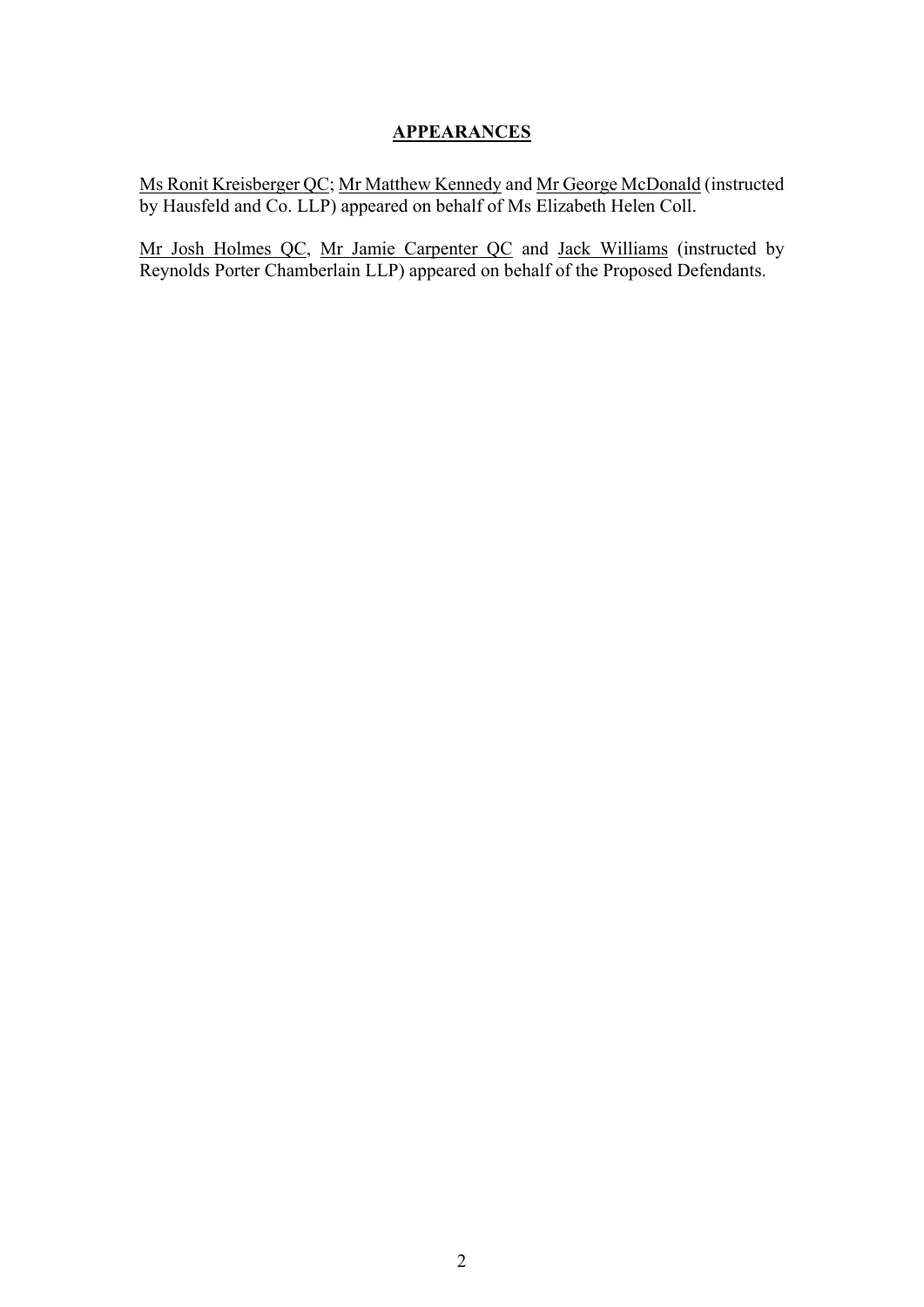## APPEARANCES

Ms Ronit Kreisberger QC; Mr Matthew Kennedy and Mr George McDonald (instructed by Hausfeld and Co. LLP) appeared on behalf of Ms Elizabeth Helen Coll.

Mr Josh Holmes QC, Mr Jamie Carpenter QC and Jack Williams (instructed by Reynolds Porter Chamberlain LLP) appeared on behalf of the Proposed Defendants.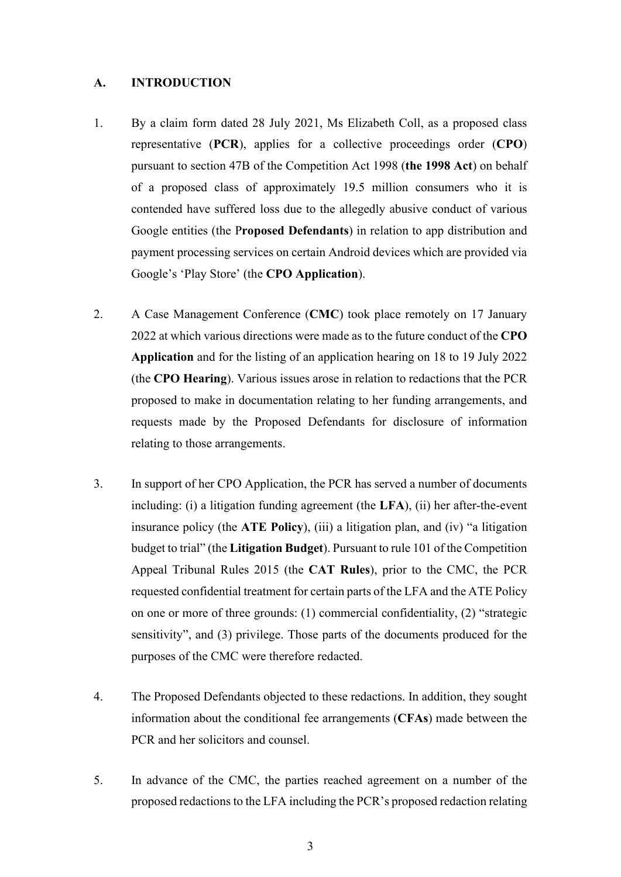## A. INTRODUCTION

1. By a claim form dated 28 July 2021, Ms Elizabeth Coll, as a proposed class representative (**PCR**), applies for a collective proceedings order (**CPO**) pursuant to section 47B of the Competition Act 1998 (**the 1998 Act**) on behalf of a proposed class of approximately 19.5 million consumers who it is contended have suffered loss due to the allegedly abusive conduct of various Google entities (the P**roposed Defendants**) in relation to app distribution and payment processing services on certain Android devices which are provided via Google's 'Play Store' (the **CPO Application**).

2. A Case Management Conference (**CMC**) took place remotely on 17 January 2022 at which various directions were made as to the future conduct of the **CPO Application** and for the listing of an application hearing on 18 to 19 July 2022 (the **CPO Hearing**). Various issues arose in relation to redactions that the PCR proposed to make in documentation relating to her funding arrangements, and requests made by the Proposed Defendants for disclosure of information relating to those arrangements.

3. In support of her CPO Application, the PCR has served a number of documents including: (i) a litigation funding agreement (the **LFA**), (ii) her after-the-event insurance policy (the **ATE Policy**), (iii) a litigation plan, and (iv) "a litigation budget to trial" (the **Litigation Budget**). Pursuant to rule 101 of the Competition Appeal Tribunal Rules 2015 (the **CAT Rules**), prior to the CMC, the PCR requested confidential treatment for certain parts of the LFA and the ATE Policy on one or more of three grounds: (1) commercial confidentiality, (2) "strategic sensitivity", and (3) privilege. Those parts of the documents produced for the purposes of the CMC were therefore redacted.

4. The Proposed Defendants objected to these redactions. In addition, they sought information about the conditional fee arrangements (**CFAs**) made between the PCR and her solicitors and counsel.

5. In advance of the CMC, the parties reached agreement on a number of the proposed redactions to the LFA including the PCR's proposed redaction relating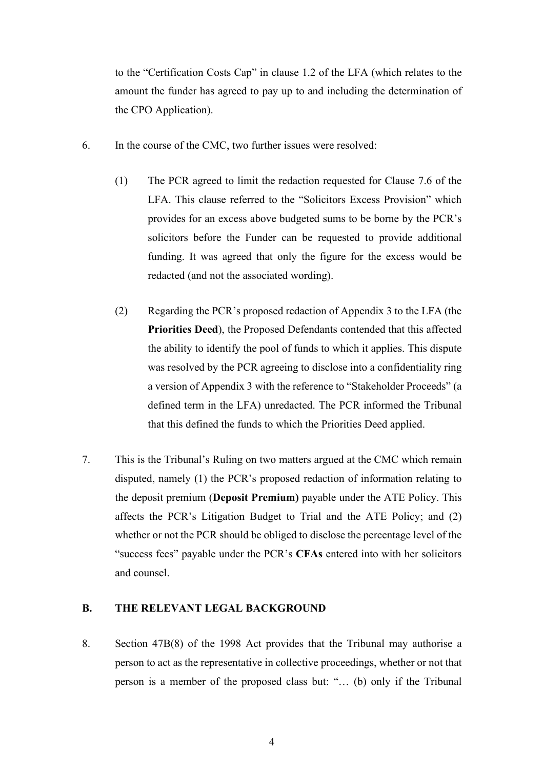to the "Certification Costs Cap" in clause 1.2 of the LFA (which relates to the amount the funder has agreed to pay up to and including the determination of the CPO Application).

6. In the course of the CMC, two further issues were resolved:

   (1) The PCR agreed to limit the redaction requested for Clause 7.6 of the LFA. This clause referred to the "Solicitors Excess Provision" which provides for an excess above budgeted sums to be borne by the PCR's solicitors before the Funder can be requested to provide additional funding. It was agreed that only the figure for the excess would be redacted (and not the associated wording).

   (2) Regarding the PCR's proposed redaction of Appendix 3 to the LFA (the **Priorities Deed**), the Proposed Defendants contended that this affected the ability to identify the pool of funds to which it applies. This dispute was resolved by the PCR agreeing to disclose into a confidentiality ring a version of Appendix 3 with the reference to "Stakeholder Proceeds" (a defined term in the LFA) unredacted. The PCR informed the Tribunal that this defined the funds to which the Priorities Deed applied.

7. This is the Tribunal's Ruling on two matters argued at the CMC which remain disputed, namely (1) the PCR's proposed redaction of information relating to the deposit premium (**Deposit Premium)** payable under the ATE Policy. This affects the PCR's Litigation Budget to Trial and the ATE Policy; and (2) whether or not the PCR should be obliged to disclose the percentage level of the "success fees" payable under the PCR's **CFAs** entered into with her solicitors and counsel.

## B. THE RELEVANT LEGAL BACKGROUND

8. Section 47B(8) of the 1998 Act provides that the Tribunal may authorise a person to act as the representative in collective proceedings, whether or not that person is a member of the proposed class but: "… (b) only if the Tribunal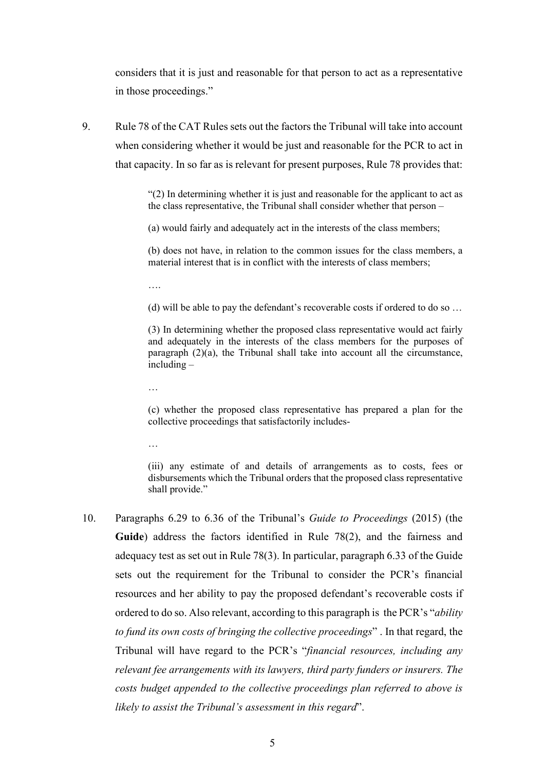considers that it is just and reasonable for that person to act as a representative in those proceedings."

9. Rule 78 of the CAT Rules sets out the factors the Tribunal will take into account when considering whether it would be just and reasonable for the PCR to act in that capacity. In so far as is relevant for present purposes, Rule 78 provides that:

> "(2) In determining whether it is just and reasonable for the applicant to act as the class representative, the Tribunal shall consider whether that person –
>
> (a) would fairly and adequately act in the interests of the class members;
>
> (b) does not have, in relation to the common issues for the class members, a material interest that is in conflict with the interests of class members;
>
> ….
>
> (d) will be able to pay the defendant's recoverable costs if ordered to do so …
>
> (3) In determining whether the proposed class representative would act fairly and adequately in the interests of the class members for the purposes of paragraph (2)(a), the Tribunal shall take into account all the circumstance, including –
>
> …
>
> (c) whether the proposed class representative has prepared a plan for the collective proceedings that satisfactorily includes-
>
> …
>
> (iii) any estimate of and details of arrangements as to costs, fees or disbursements which the Tribunal orders that the proposed class representative shall provide."

10. Paragraphs 6.29 to 6.36 of the Tribunal's *Guide to Proceedings* (2015) (the **Guide**) address the factors identified in Rule 78(2), and the fairness and adequacy test as set out in Rule 78(3). In particular, paragraph 6.33 of the Guide sets out the requirement for the Tribunal to consider the PCR's financial resources and her ability to pay the proposed defendant's recoverable costs if ordered to do so. Also relevant, according to this paragraph is the PCR's "*ability to fund its own costs of bringing the collective proceedings*" . In that regard, the Tribunal will have regard to the PCR's "*financial resources, including any relevant fee arrangements with its lawyers, third party funders or insurers. The costs budget appended to the collective proceedings plan referred to above is likely to assist the Tribunal's assessment in this regard*".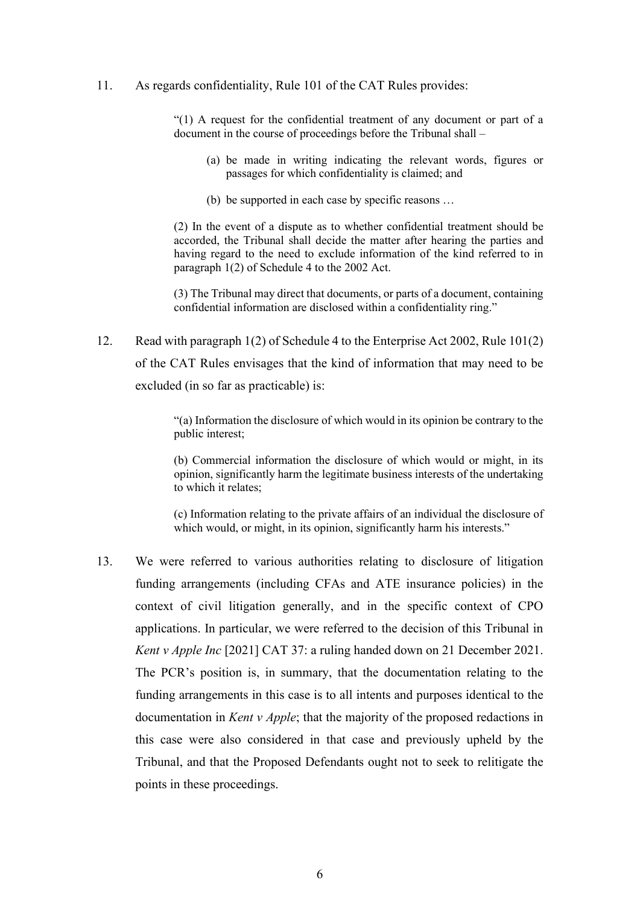11. As regards confidentiality, Rule 101 of the CAT Rules provides:

> "(1) A request for the confidential treatment of any document or part of a document in the course of proceedings before the Tribunal shall –
>
> (a) be made in writing indicating the relevant words, figures or passages for which confidentiality is claimed; and
>
> (b) be supported in each case by specific reasons …
>
> (2) In the event of a dispute as to whether confidential treatment should be accorded, the Tribunal shall decide the matter after hearing the parties and having regard to the need to exclude information of the kind referred to in paragraph 1(2) of Schedule 4 to the 2002 Act.
>
> (3) The Tribunal may direct that documents, or parts of a document, containing confidential information are disclosed within a confidentiality ring."

12. Read with paragraph 1(2) of Schedule 4 to the Enterprise Act 2002, Rule 101(2) of the CAT Rules envisages that the kind of information that may need to be excluded (in so far as practicable) is:

> "(a) Information the disclosure of which would in its opinion be contrary to the public interest;
>
> (b) Commercial information the disclosure of which would or might, in its opinion, significantly harm the legitimate business interests of the undertaking to which it relates;
>
> (c) Information relating to the private affairs of an individual the disclosure of which would, or might, in its opinion, significantly harm his interests."

13. We were referred to various authorities relating to disclosure of litigation funding arrangements (including CFAs and ATE insurance policies) in the context of civil litigation generally, and in the specific context of CPO applications. In particular, we were referred to the decision of this Tribunal in *Kent v Apple Inc* [2021] CAT 37: a ruling handed down on 21 December 2021. The PCR's position is, in summary, that the documentation relating to the funding arrangements in this case is to all intents and purposes identical to the documentation in *Kent v Apple*; that the majority of the proposed redactions in this case were also considered in that case and previously upheld by the Tribunal, and that the Proposed Defendants ought not to seek to relitigate the points in these proceedings.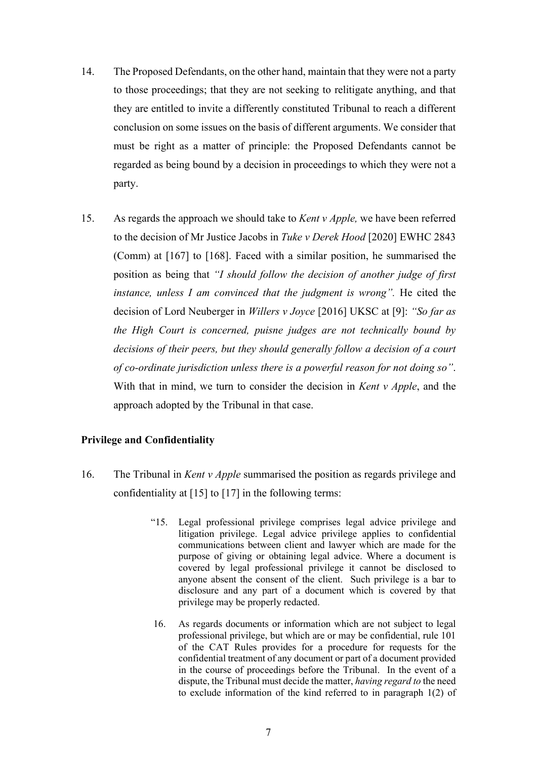14. The Proposed Defendants, on the other hand, maintain that they were not a party to those proceedings; that they are not seeking to relitigate anything, and that they are entitled to invite a differently constituted Tribunal to reach a different conclusion on some issues on the basis of different arguments. We consider that must be right as a matter of principle: the Proposed Defendants cannot be regarded as being bound by a decision in proceedings to which they were not a party.

15. As regards the approach we should take to *Kent v Apple,* we have been referred to the decision of Mr Justice Jacobs in *Tuke v Derek Hood* [2020] EWHC 2843 (Comm) at [167] to [168]. Faced with a similar position, he summarised the position as being that *"I should follow the decision of another judge of first instance, unless I am convinced that the judgment is wrong".* He cited the decision of Lord Neuberger in *Willers v Joyce* [2016] UKSC at [9]: *"So far as the High Court is concerned, puisne judges are not technically bound by decisions of their peers, but they should generally follow a decision of a court of co-ordinate jurisdiction unless there is a powerful reason for not doing so"*. With that in mind, we turn to consider the decision in *Kent v Apple*, and the approach adopted by the Tribunal in that case.

**Privilege and Confidentiality**

16. The Tribunal in *Kent v Apple* summarised the position as regards privilege and confidentiality at [15] to [17] in the following terms:

> "15. Legal professional privilege comprises legal advice privilege and litigation privilege. Legal advice privilege applies to confidential communications between client and lawyer which are made for the purpose of giving or obtaining legal advice. Where a document is covered by legal professional privilege it cannot be disclosed to anyone absent the consent of the client. Such privilege is a bar to disclosure and any part of a document which is covered by that privilege may be properly redacted.
>
> 16. As regards documents or information which are not subject to legal professional privilege, but which are or may be confidential, rule 101 of the CAT Rules provides for a procedure for requests for the confidential treatment of any document or part of a document provided in the course of proceedings before the Tribunal. In the event of a dispute, the Tribunal must decide the matter, *having regard to* the need to exclude information of the kind referred to in paragraph 1(2) of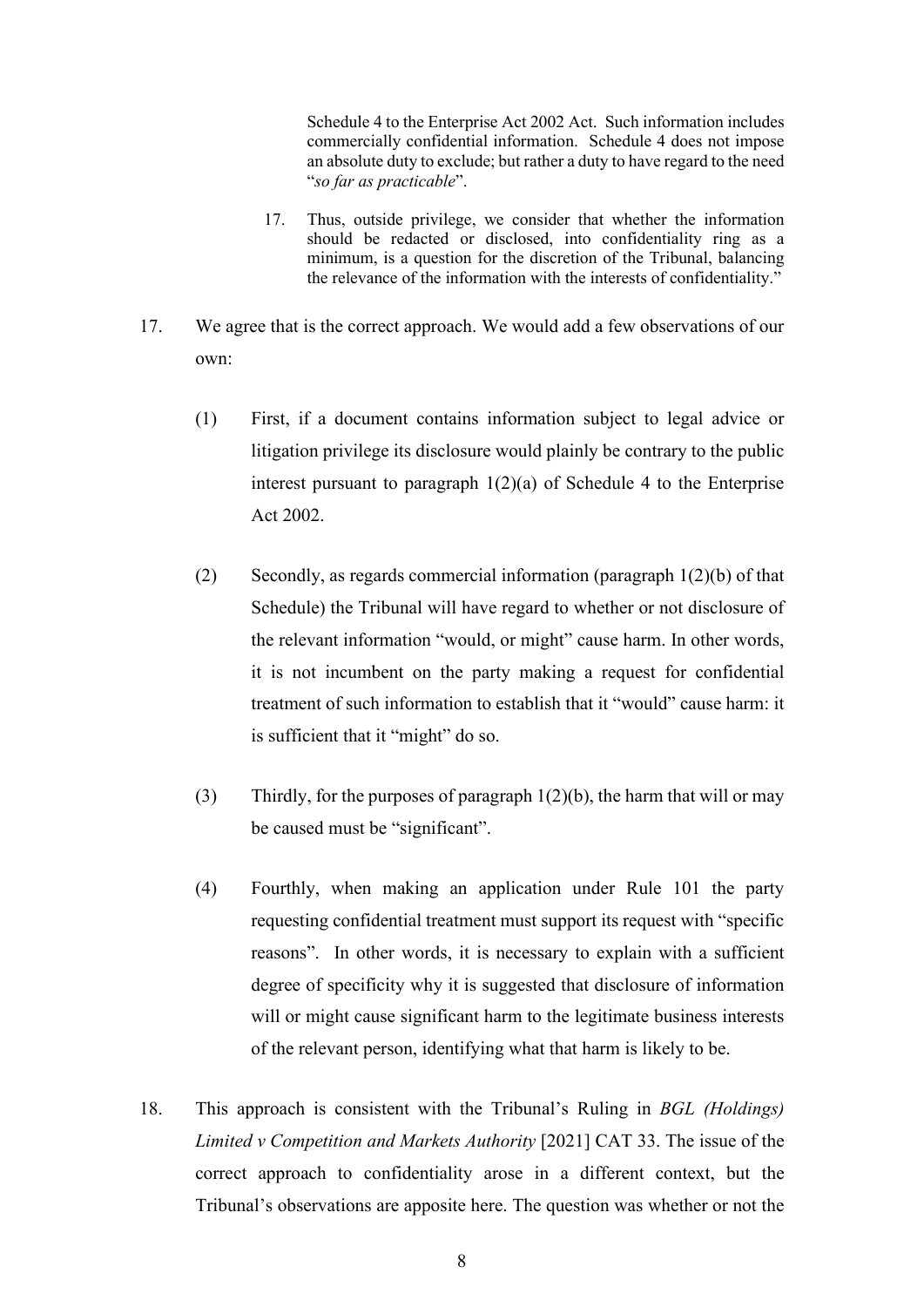> Schedule 4 to the Enterprise Act 2002 Act. Such information includes commercially confidential information. Schedule 4 does not impose an absolute duty to exclude; but rather a duty to have regard to the need "*so far as practicable*".
>
> 17. Thus, outside privilege, we consider that whether the information should be redacted or disclosed, into confidentiality ring as a minimum, is a question for the discretion of the Tribunal, balancing the relevance of the information with the interests of confidentiality."

17. We agree that is the correct approach. We would add a few observations of our own:

    (1) First, if a document contains information subject to legal advice or litigation privilege its disclosure would plainly be contrary to the public interest pursuant to paragraph 1(2)(a) of Schedule 4 to the Enterprise Act 2002.

    (2) Secondly, as regards commercial information (paragraph 1(2)(b) of that Schedule) the Tribunal will have regard to whether or not disclosure of the relevant information "would, or might" cause harm. In other words, it is not incumbent on the party making a request for confidential treatment of such information to establish that it "would" cause harm: it is sufficient that it "might" do so.

    (3) Thirdly, for the purposes of paragraph 1(2)(b), the harm that will or may be caused must be "significant".

    (4) Fourthly, when making an application under Rule 101 the party requesting confidential treatment must support its request with "specific reasons". In other words, it is necessary to explain with a sufficient degree of specificity why it is suggested that disclosure of information will or might cause significant harm to the legitimate business interests of the relevant person, identifying what that harm is likely to be.

18. This approach is consistent with the Tribunal's Ruling in *BGL (Holdings) Limited v Competition and Markets Authority* [2021] CAT 33. The issue of the correct approach to confidentiality arose in a different context, but the Tribunal's observations are apposite here. The question was whether or not the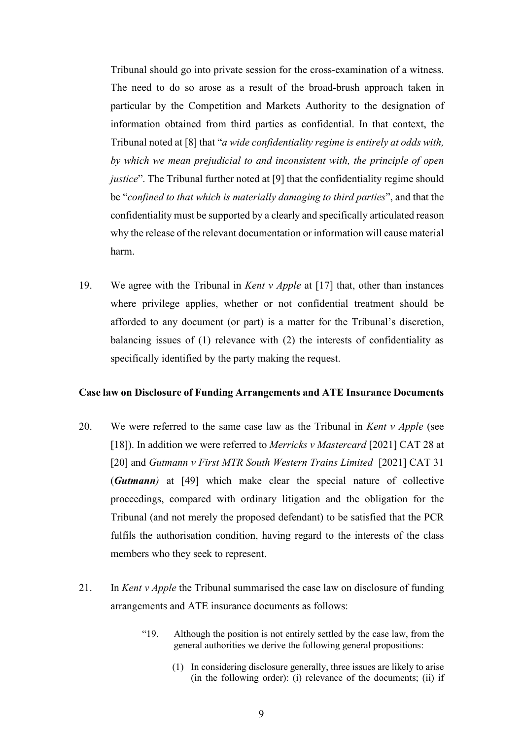Tribunal should go into private session for the cross-examination of a witness. The need to do so arose as a result of the broad-brush approach taken in particular by the Competition and Markets Authority to the designation of information obtained from third parties as confidential. In that context, the Tribunal noted at [8] that "*a wide confidentiality regime is entirely at odds with, by which we mean prejudicial to and inconsistent with, the principle of open justice*". The Tribunal further noted at [9] that the confidentiality regime should be "*confined to that which is materially damaging to third parties*", and that the confidentiality must be supported by a clearly and specifically articulated reason why the release of the relevant documentation or information will cause material harm.

19. We agree with the Tribunal in *Kent v Apple* at [17] that, other than instances where privilege applies, whether or not confidential treatment should be afforded to any document (or part) is a matter for the Tribunal's discretion, balancing issues of (1) relevance with (2) the interests of confidentiality as specifically identified by the party making the request.

**Case law on Disclosure of Funding Arrangements and ATE Insurance Documents**

20. We were referred to the same case law as the Tribunal in *Kent v Apple* (see [18]). In addition we were referred to *Merricks v Mastercard* [2021] CAT 28 at [20] and *Gutmann v First MTR South Western Trains Limited* [2021] CAT 31 (***Gutmann***) at [49] which make clear the special nature of collective proceedings, compared with ordinary litigation and the obligation for the Tribunal (and not merely the proposed defendant) to be satisfied that the PCR fulfils the authorisation condition, having regard to the interests of the class members who they seek to represent.

21. In *Kent v Apple* the Tribunal summarised the case law on disclosure of funding arrangements and ATE insurance documents as follows:

> "19. Although the position is not entirely settled by the case law, from the general authorities we derive the following general propositions:
>
> (1) In considering disclosure generally, three issues are likely to arise (in the following order): (i) relevance of the documents; (ii) if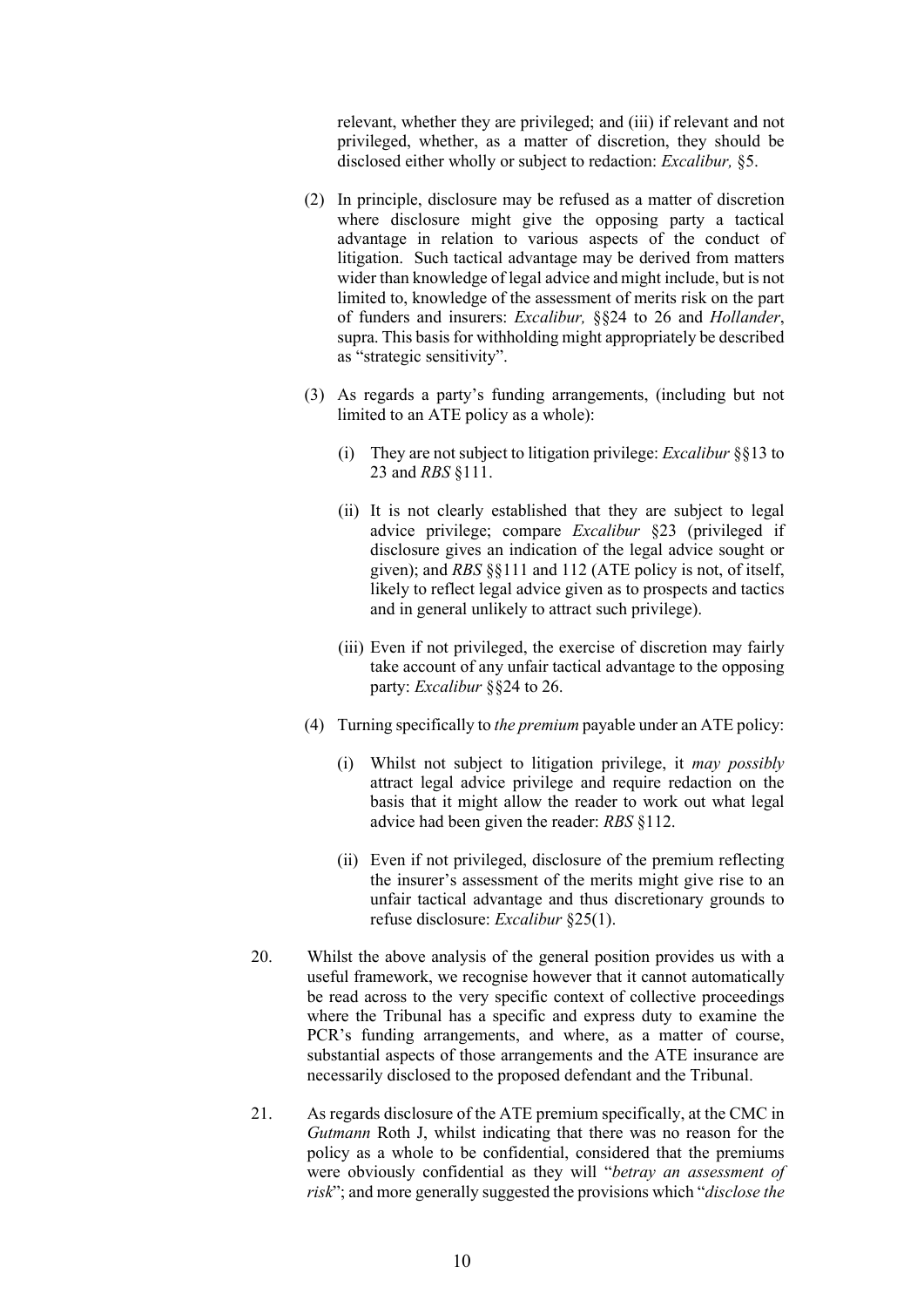relevant, whether they are privileged; and (iii) if relevant and not privileged, whether, as a matter of discretion, they should be disclosed either wholly or subject to redaction: *Excalibur,* §5.

(2) In principle, disclosure may be refused as a matter of discretion where disclosure might give the opposing party a tactical advantage in relation to various aspects of the conduct of litigation. Such tactical advantage may be derived from matters wider than knowledge of legal advice and might include, but is not limited to, knowledge of the assessment of merits risk on the part of funders and insurers: *Excalibur,* §§24 to 26 and *Hollander*, supra. This basis for withholding might appropriately be described as "strategic sensitivity".

(3) As regards a party's funding arrangements, (including but not limited to an ATE policy as a whole):

(i) They are not subject to litigation privilege: *Excalibur* §§13 to 23 and *RBS* §111.

(ii) It is not clearly established that they are subject to legal advice privilege; compare *Excalibur* §23 (privileged if disclosure gives an indication of the legal advice sought or given); and *RBS* §§111 and 112 (ATE policy is not, of itself, likely to reflect legal advice given as to prospects and tactics and in general unlikely to attract such privilege).

(iii) Even if not privileged, the exercise of discretion may fairly take account of any unfair tactical advantage to the opposing party: *Excalibur* §§24 to 26.

(4) Turning specifically to *the premium* payable under an ATE policy:

(i) Whilst not subject to litigation privilege, it *may possibly* attract legal advice privilege and require redaction on the basis that it might allow the reader to work out what legal advice had been given the reader: *RBS* §112.

(ii) Even if not privileged, disclosure of the premium reflecting the insurer's assessment of the merits might give rise to an unfair tactical advantage and thus discretionary grounds to refuse disclosure: *Excalibur* §25(1).

20. Whilst the above analysis of the general position provides us with a useful framework, we recognise however that it cannot automatically be read across to the very specific context of collective proceedings where the Tribunal has a specific and express duty to examine the PCR's funding arrangements, and where, as a matter of course, substantial aspects of those arrangements and the ATE insurance are necessarily disclosed to the proposed defendant and the Tribunal.

21. As regards disclosure of the ATE premium specifically, at the CMC in *Gutmann* Roth J, whilst indicating that there was no reason for the policy as a whole to be confidential, considered that the premiums were obviously confidential as they will "*betray an assessment of risk*"; and more generally suggested the provisions which "*disclose the*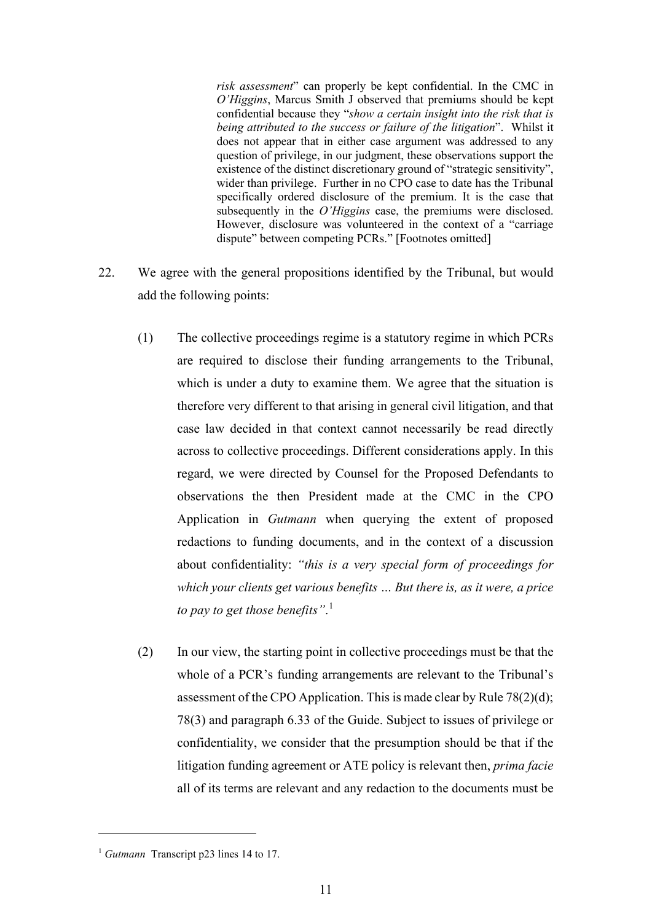> *risk assessment*" can properly be kept confidential. In the CMC in *O'Higgins*, Marcus Smith J observed that premiums should be kept confidential because they "*show a certain insight into the risk that is being attributed to the success or failure of the litigation*". Whilst it does not appear that in either case argument was addressed to any question of privilege, in our judgment, these observations support the existence of the distinct discretionary ground of "strategic sensitivity", wider than privilege. Further in no CPO case to date has the Tribunal specifically ordered disclosure of the premium. It is the case that subsequently in the *O'Higgins* case, the premiums were disclosed. However, disclosure was volunteered in the context of a "carriage dispute" between competing PCRs." [Footnotes omitted]

22. We agree with the general propositions identified by the Tribunal, but would add the following points:

    (1) The collective proceedings regime is a statutory regime in which PCRs are required to disclose their funding arrangements to the Tribunal, which is under a duty to examine them. We agree that the situation is therefore very different to that arising in general civil litigation, and that case law decided in that context cannot necessarily be read directly across to collective proceedings. Different considerations apply. In this regard, we were directed by Counsel for the Proposed Defendants to observations the then President made at the CMC in the CPO Application in *Gutmann* when querying the extent of proposed redactions to funding documents, and in the context of a discussion about confidentiality: *"this is a very special form of proceedings for which your clients get various benefits … But there is, as it were, a price to pay to get those benefits"*.[1]

    (2) In our view, the starting point in collective proceedings must be that the whole of a PCR's funding arrangements are relevant to the Tribunal's assessment of the CPO Application. This is made clear by Rule 78(2)(d); 78(3) and paragraph 6.33 of the Guide. Subject to issues of privilege or confidentiality, we consider that the presumption should be that if the litigation funding agreement or ATE policy is relevant then, *prima facie* all of its terms are relevant and any redaction to the documents must be

[1] *Gutmann* Transcript p23 lines 14 to 17.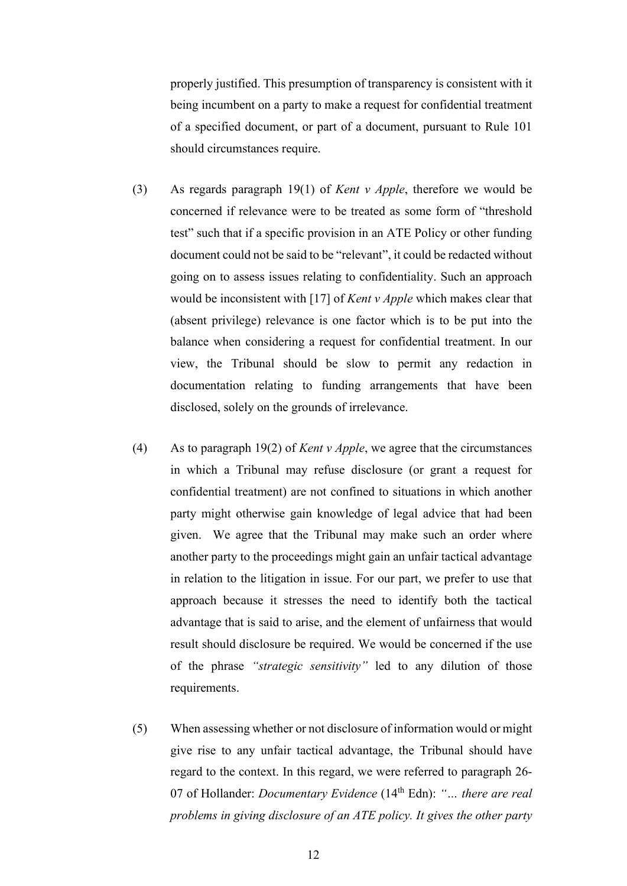properly justified. This presumption of transparency is consistent with it being incumbent on a party to make a request for confidential treatment of a specified document, or part of a document, pursuant to Rule 101 should circumstances require.

(3) As regards paragraph 19(1) of *Kent v Apple*, therefore we would be concerned if relevance were to be treated as some form of "threshold test" such that if a specific provision in an ATE Policy or other funding document could not be said to be "relevant", it could be redacted without going on to assess issues relating to confidentiality. Such an approach would be inconsistent with [17] of *Kent v Apple* which makes clear that (absent privilege) relevance is one factor which is to be put into the balance when considering a request for confidential treatment. In our view, the Tribunal should be slow to permit any redaction in documentation relating to funding arrangements that have been disclosed, solely on the grounds of irrelevance.

(4) As to paragraph 19(2) of *Kent v Apple*, we agree that the circumstances in which a Tribunal may refuse disclosure (or grant a request for confidential treatment) are not confined to situations in which another party might otherwise gain knowledge of legal advice that had been given. We agree that the Tribunal may make such an order where another party to the proceedings might gain an unfair tactical advantage in relation to the litigation in issue. For our part, we prefer to use that approach because it stresses the need to identify both the tactical advantage that is said to arise, and the element of unfairness that would result should disclosure be required. We would be concerned if the use of the phrase *"strategic sensitivity"* led to any dilution of those requirements.

(5) When assessing whether or not disclosure of information would or might give rise to any unfair tactical advantage, the Tribunal should have regard to the context. In this regard, we were referred to paragraph 26-07 of Hollander: *Documentary Evidence* (14th Edn): *"… there are real problems in giving disclosure of an ATE policy. It gives the other party*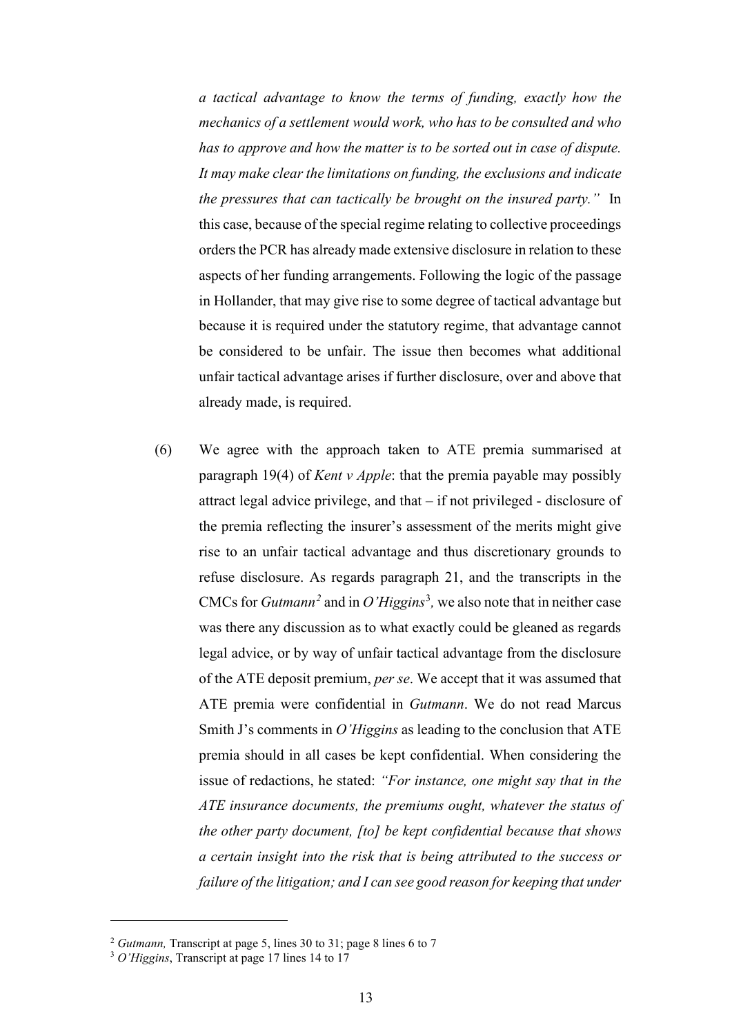*a tactical advantage to know the terms of funding, exactly how the mechanics of a settlement would work, who has to be consulted and who has to approve and how the matter is to be sorted out in case of dispute. It may make clear the limitations on funding, the exclusions and indicate the pressures that can tactically be brought on the insured party."* In this case, because of the special regime relating to collective proceedings orders the PCR has already made extensive disclosure in relation to these aspects of her funding arrangements. Following the logic of the passage in Hollander, that may give rise to some degree of tactical advantage but because it is required under the statutory regime, that advantage cannot be considered to be unfair. The issue then becomes what additional unfair tactical advantage arises if further disclosure, over and above that already made, is required.

(6) We agree with the approach taken to ATE premia summarised at paragraph 19(4) of *Kent v Apple*: that the premia payable may possibly attract legal advice privilege, and that – if not privileged - disclosure of the premia reflecting the insurer's assessment of the merits might give rise to an unfair tactical advantage and thus discretionary grounds to refuse disclosure. As regards paragraph 21, and the transcripts in the CMCs for *Gutmann*[2] and in *O'Higgins*[3], we also note that in neither case was there any discussion as to what exactly could be gleaned as regards legal advice, or by way of unfair tactical advantage from the disclosure of the ATE deposit premium, *per se*. We accept that it was assumed that ATE premia were confidential in *Gutmann*. We do not read Marcus Smith J's comments in *O'Higgins* as leading to the conclusion that ATE premia should in all cases be kept confidential. When considering the issue of redactions, he stated: *"For instance, one might say that in the ATE insurance documents, the premiums ought, whatever the status of the other party document, [to] be kept confidential because that shows a certain insight into the risk that is being attributed to the success or failure of the litigation; and I can see good reason for keeping that under*

---

[2] *Gutmann,* Transcript at page 5, lines 30 to 31; page 8 lines 6 to 7

[3] *O'Higgins*, Transcript at page 17 lines 14 to 17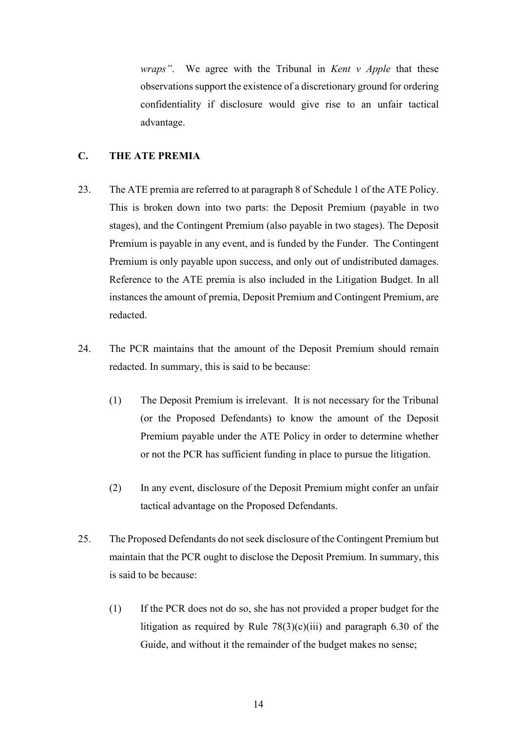*wraps"*. We agree with the Tribunal in *Kent v Apple* that these observations support the existence of a discretionary ground for ordering confidentiality if disclosure would give rise to an unfair tactical advantage.

## C. THE ATE PREMIA

23. The ATE premia are referred to at paragraph 8 of Schedule 1 of the ATE Policy. This is broken down into two parts: the Deposit Premium (payable in two stages), and the Contingent Premium (also payable in two stages). The Deposit Premium is payable in any event, and is funded by the Funder. The Contingent Premium is only payable upon success, and only out of undistributed damages. Reference to the ATE premia is also included in the Litigation Budget. In all instances the amount of premia, Deposit Premium and Contingent Premium, are redacted.

24. The PCR maintains that the amount of the Deposit Premium should remain redacted. In summary, this is said to be because:

    (1) The Deposit Premium is irrelevant. It is not necessary for the Tribunal (or the Proposed Defendants) to know the amount of the Deposit Premium payable under the ATE Policy in order to determine whether or not the PCR has sufficient funding in place to pursue the litigation.

    (2) In any event, disclosure of the Deposit Premium might confer an unfair tactical advantage on the Proposed Defendants.

25. The Proposed Defendants do not seek disclosure of the Contingent Premium but maintain that the PCR ought to disclose the Deposit Premium. In summary, this is said to be because:

    (1) If the PCR does not do so, she has not provided a proper budget for the litigation as required by Rule 78(3)(c)(iii) and paragraph 6.30 of the Guide, and without it the remainder of the budget makes no sense;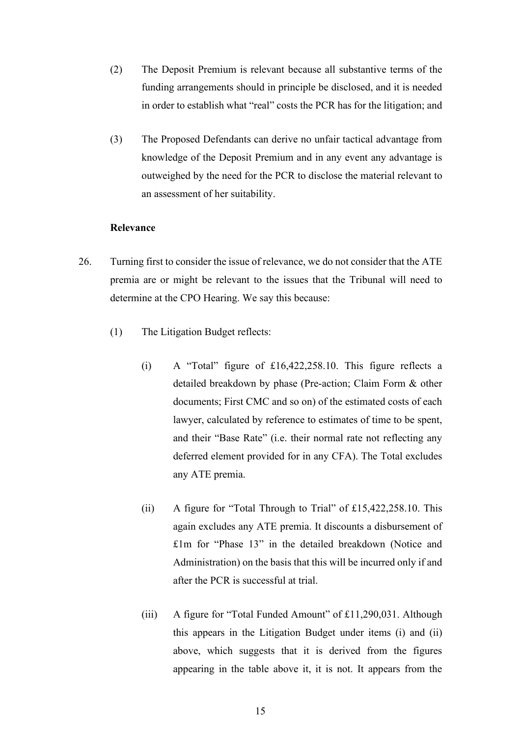(2) The Deposit Premium is relevant because all substantive terms of the funding arrangements should in principle be disclosed, and it is needed in order to establish what "real" costs the PCR has for the litigation; and

(3) The Proposed Defendants can derive no unfair tactical advantage from knowledge of the Deposit Premium and in any event any advantage is outweighed by the need for the PCR to disclose the material relevant to an assessment of her suitability.

**Relevance**

26. Turning first to consider the issue of relevance, we do not consider that the ATE premia are or might be relevant to the issues that the Tribunal will need to determine at the CPO Hearing. We say this because:

    (1) The Litigation Budget reflects:

        (i) A "Total" figure of £16,422,258.10. This figure reflects a detailed breakdown by phase (Pre-action; Claim Form & other documents; First CMC and so on) of the estimated costs of each lawyer, calculated by reference to estimates of time to be spent, and their "Base Rate" (i.e. their normal rate not reflecting any deferred element provided for in any CFA). The Total excludes any ATE premia.

        (ii) A figure for "Total Through to Trial" of £15,422,258.10. This again excludes any ATE premia. It discounts a disbursement of £1m for "Phase 13" in the detailed breakdown (Notice and Administration) on the basis that this will be incurred only if and after the PCR is successful at trial.

        (iii) A figure for "Total Funded Amount" of £11,290,031. Although this appears in the Litigation Budget under items (i) and (ii) above, which suggests that it is derived from the figures appearing in the table above it, it is not. It appears from the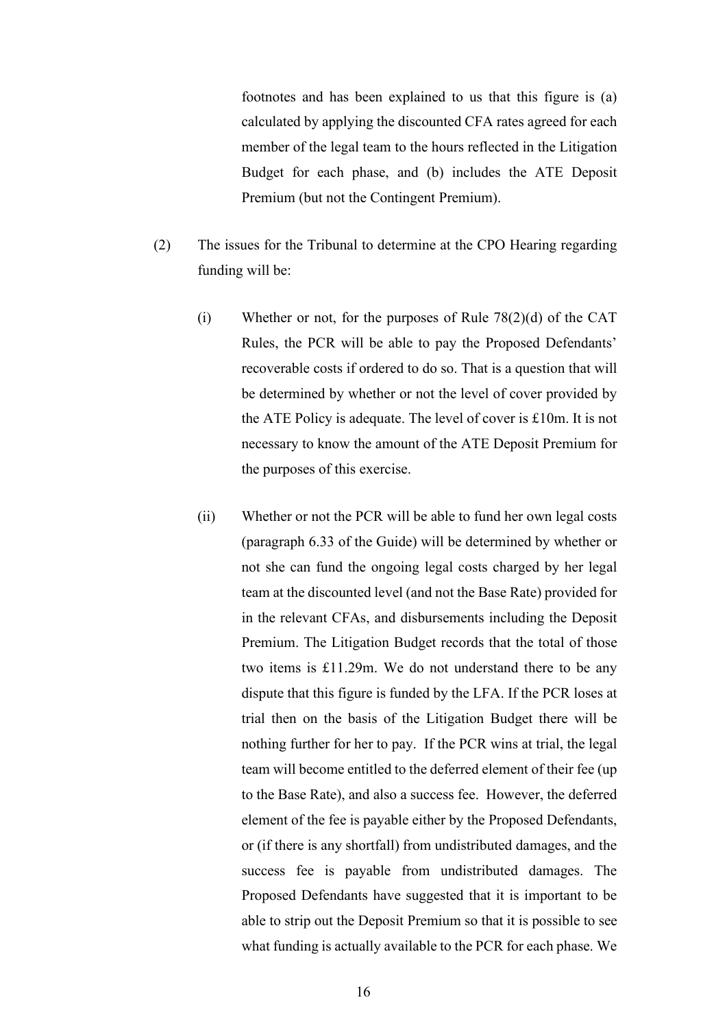footnotes and has been explained to us that this figure is (a) calculated by applying the discounted CFA rates agreed for each member of the legal team to the hours reflected in the Litigation Budget for each phase, and (b) includes the ATE Deposit Premium (but not the Contingent Premium).

(2) The issues for the Tribunal to determine at the CPO Hearing regarding funding will be:

(i) Whether or not, for the purposes of Rule 78(2)(d) of the CAT Rules, the PCR will be able to pay the Proposed Defendants' recoverable costs if ordered to do so. That is a question that will be determined by whether or not the level of cover provided by the ATE Policy is adequate. The level of cover is £10m. It is not necessary to know the amount of the ATE Deposit Premium for the purposes of this exercise.

(ii) Whether or not the PCR will be able to fund her own legal costs (paragraph 6.33 of the Guide) will be determined by whether or not she can fund the ongoing legal costs charged by her legal team at the discounted level (and not the Base Rate) provided for in the relevant CFAs, and disbursements including the Deposit Premium. The Litigation Budget records that the total of those two items is £11.29m. We do not understand there to be any dispute that this figure is funded by the LFA. If the PCR loses at trial then on the basis of the Litigation Budget there will be nothing further for her to pay. If the PCR wins at trial, the legal team will become entitled to the deferred element of their fee (up to the Base Rate), and also a success fee. However, the deferred element of the fee is payable either by the Proposed Defendants, or (if there is any shortfall) from undistributed damages, and the success fee is payable from undistributed damages. The Proposed Defendants have suggested that it is important to be able to strip out the Deposit Premium so that it is possible to see what funding is actually available to the PCR for each phase. We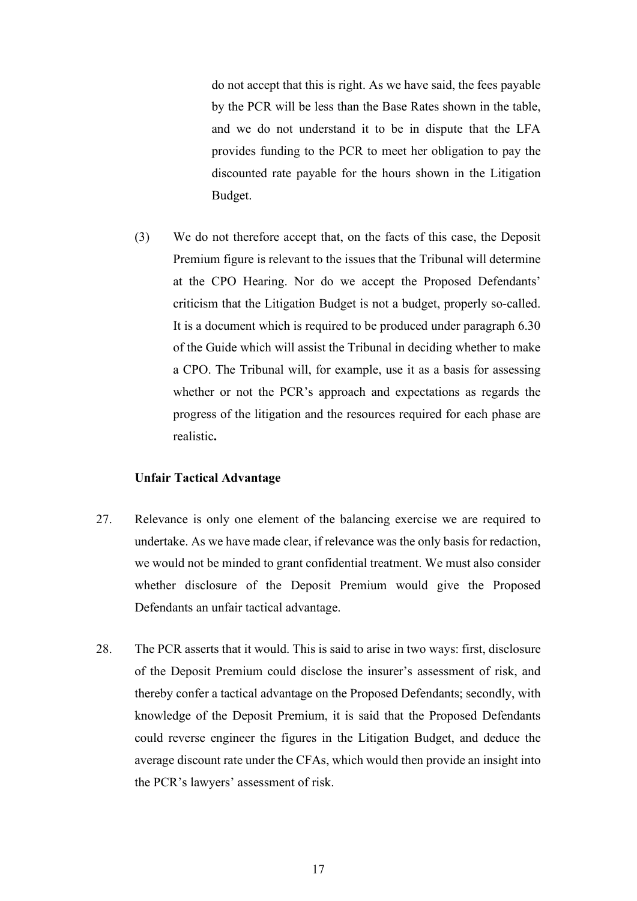do not accept that this is right. As we have said, the fees payable by the PCR will be less than the Base Rates shown in the table, and we do not understand it to be in dispute that the LFA provides funding to the PCR to meet her obligation to pay the discounted rate payable for the hours shown in the Litigation Budget.

(3) We do not therefore accept that, on the facts of this case, the Deposit Premium figure is relevant to the issues that the Tribunal will determine at the CPO Hearing. Nor do we accept the Proposed Defendants' criticism that the Litigation Budget is not a budget, properly so-called. It is a document which is required to be produced under paragraph 6.30 of the Guide which will assist the Tribunal in deciding whether to make a CPO. The Tribunal will, for example, use it as a basis for assessing whether or not the PCR's approach and expectations as regards the progress of the litigation and the resources required for each phase are realistic**.**

**Unfair Tactical Advantage**

27. Relevance is only one element of the balancing exercise we are required to undertake. As we have made clear, if relevance was the only basis for redaction, we would not be minded to grant confidential treatment. We must also consider whether disclosure of the Deposit Premium would give the Proposed Defendants an unfair tactical advantage.

28. The PCR asserts that it would. This is said to arise in two ways: first, disclosure of the Deposit Premium could disclose the insurer's assessment of risk, and thereby confer a tactical advantage on the Proposed Defendants; secondly, with knowledge of the Deposit Premium, it is said that the Proposed Defendants could reverse engineer the figures in the Litigation Budget, and deduce the average discount rate under the CFAs, which would then provide an insight into the PCR's lawyers' assessment of risk.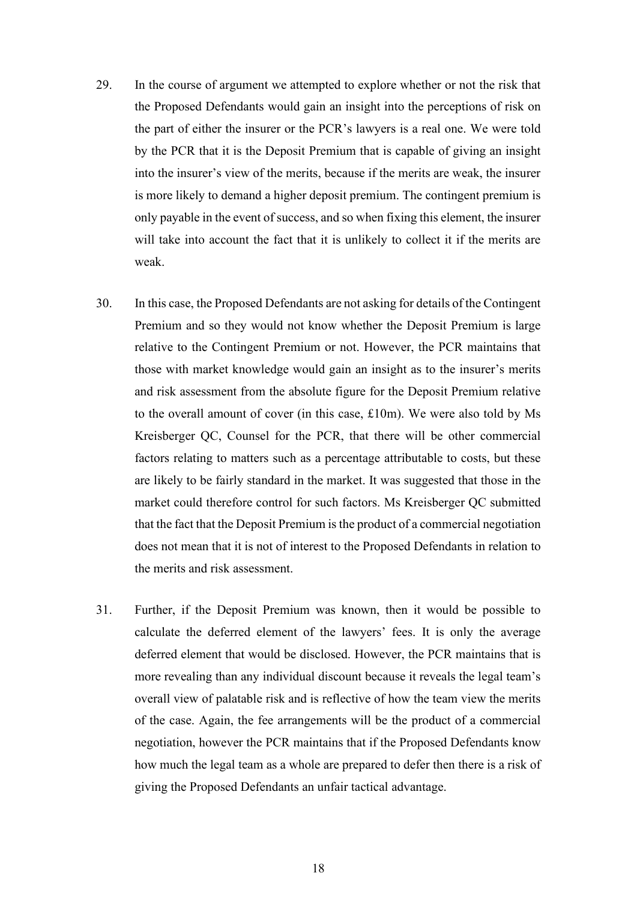29. In the course of argument we attempted to explore whether or not the risk that the Proposed Defendants would gain an insight into the perceptions of risk on the part of either the insurer or the PCR's lawyers is a real one. We were told by the PCR that it is the Deposit Premium that is capable of giving an insight into the insurer's view of the merits, because if the merits are weak, the insurer is more likely to demand a higher deposit premium. The contingent premium is only payable in the event of success, and so when fixing this element, the insurer will take into account the fact that it is unlikely to collect it if the merits are weak.

30. In this case, the Proposed Defendants are not asking for details of the Contingent Premium and so they would not know whether the Deposit Premium is large relative to the Contingent Premium or not. However, the PCR maintains that those with market knowledge would gain an insight as to the insurer's merits and risk assessment from the absolute figure for the Deposit Premium relative to the overall amount of cover (in this case, £10m). We were also told by Ms Kreisberger QC, Counsel for the PCR, that there will be other commercial factors relating to matters such as a percentage attributable to costs, but these are likely to be fairly standard in the market. It was suggested that those in the market could therefore control for such factors. Ms Kreisberger QC submitted that the fact that the Deposit Premium is the product of a commercial negotiation does not mean that it is not of interest to the Proposed Defendants in relation to the merits and risk assessment.

31. Further, if the Deposit Premium was known, then it would be possible to calculate the deferred element of the lawyers' fees. It is only the average deferred element that would be disclosed. However, the PCR maintains that is more revealing than any individual discount because it reveals the legal team's overall view of palatable risk and is reflective of how the team view the merits of the case. Again, the fee arrangements will be the product of a commercial negotiation, however the PCR maintains that if the Proposed Defendants know how much the legal team as a whole are prepared to defer then there is a risk of giving the Proposed Defendants an unfair tactical advantage.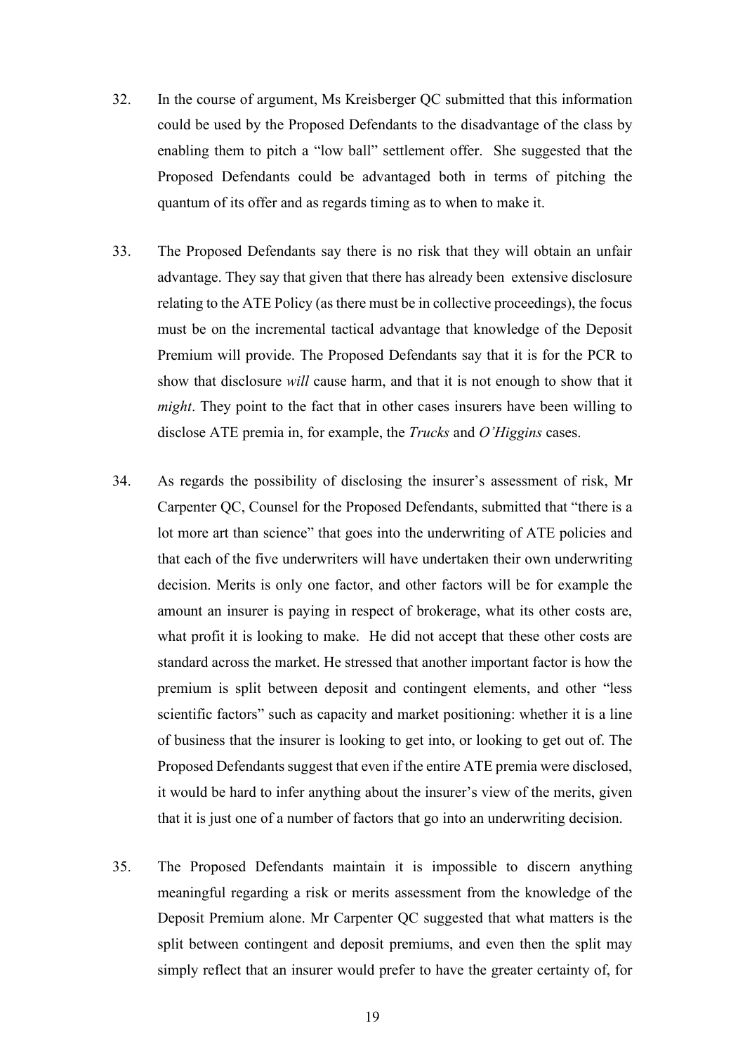32. In the course of argument, Ms Kreisberger QC submitted that this information could be used by the Proposed Defendants to the disadvantage of the class by enabling them to pitch a "low ball" settlement offer. She suggested that the Proposed Defendants could be advantaged both in terms of pitching the quantum of its offer and as regards timing as to when to make it.

33. The Proposed Defendants say there is no risk that they will obtain an unfair advantage. They say that given that there has already been extensive disclosure relating to the ATE Policy (as there must be in collective proceedings), the focus must be on the incremental tactical advantage that knowledge of the Deposit Premium will provide. The Proposed Defendants say that it is for the PCR to show that disclosure *will* cause harm, and that it is not enough to show that it *might*. They point to the fact that in other cases insurers have been willing to disclose ATE premia in, for example, the *Trucks* and *O'Higgins* cases.

34. As regards the possibility of disclosing the insurer's assessment of risk, Mr Carpenter QC, Counsel for the Proposed Defendants, submitted that "there is a lot more art than science" that goes into the underwriting of ATE policies and that each of the five underwriters will have undertaken their own underwriting decision. Merits is only one factor, and other factors will be for example the amount an insurer is paying in respect of brokerage, what its other costs are, what profit it is looking to make. He did not accept that these other costs are standard across the market. He stressed that another important factor is how the premium is split between deposit and contingent elements, and other "less scientific factors" such as capacity and market positioning: whether it is a line of business that the insurer is looking to get into, or looking to get out of. The Proposed Defendants suggest that even if the entire ATE premia were disclosed, it would be hard to infer anything about the insurer's view of the merits, given that it is just one of a number of factors that go into an underwriting decision.

35. The Proposed Defendants maintain it is impossible to discern anything meaningful regarding a risk or merits assessment from the knowledge of the Deposit Premium alone. Mr Carpenter QC suggested that what matters is the split between contingent and deposit premiums, and even then the split may simply reflect that an insurer would prefer to have the greater certainty of, for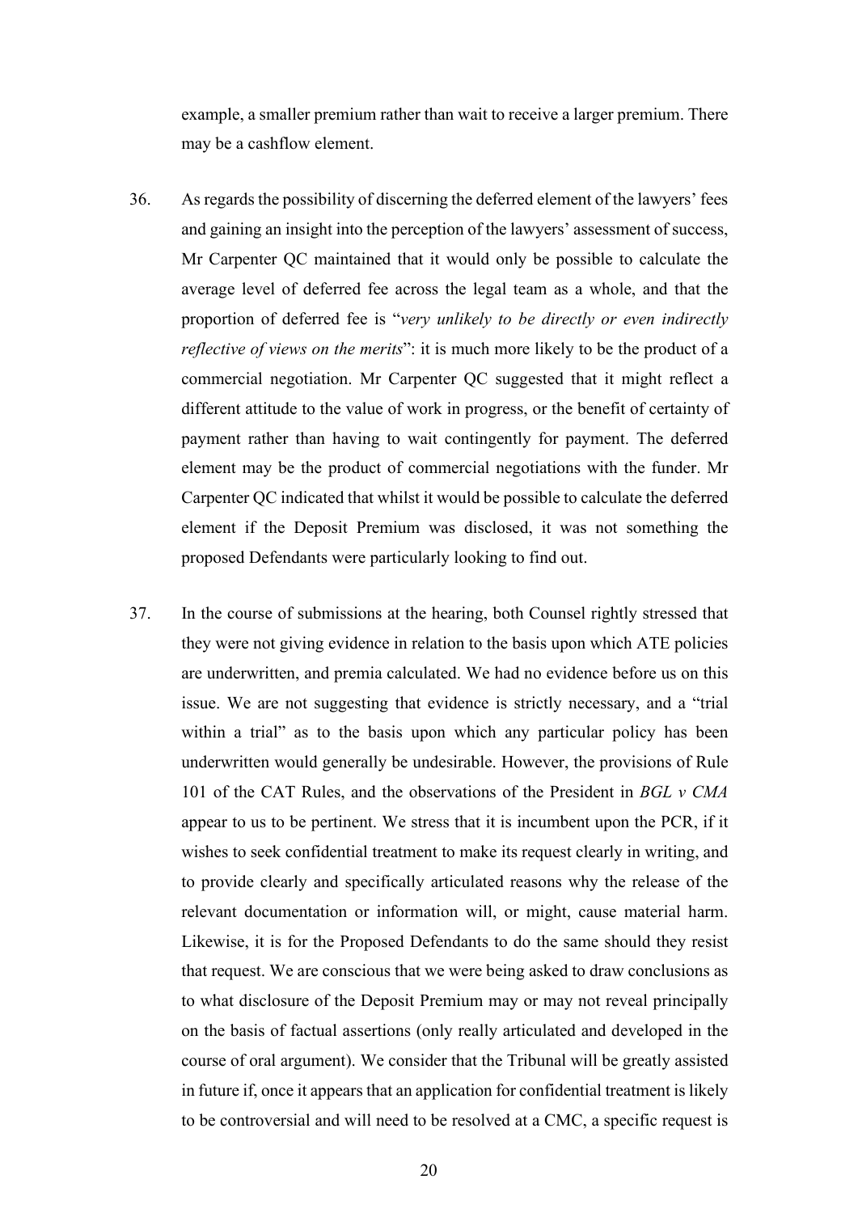example, a smaller premium rather than wait to receive a larger premium. There may be a cashflow element.

36. As regards the possibility of discerning the deferred element of the lawyers' fees and gaining an insight into the perception of the lawyers' assessment of success, Mr Carpenter QC maintained that it would only be possible to calculate the average level of deferred fee across the legal team as a whole, and that the proportion of deferred fee is "*very unlikely to be directly or even indirectly reflective of views on the merits*": it is much more likely to be the product of a commercial negotiation. Mr Carpenter QC suggested that it might reflect a different attitude to the value of work in progress, or the benefit of certainty of payment rather than having to wait contingently for payment. The deferred element may be the product of commercial negotiations with the funder. Mr Carpenter QC indicated that whilst it would be possible to calculate the deferred element if the Deposit Premium was disclosed, it was not something the proposed Defendants were particularly looking to find out.

37. In the course of submissions at the hearing, both Counsel rightly stressed that they were not giving evidence in relation to the basis upon which ATE policies are underwritten, and premia calculated. We had no evidence before us on this issue. We are not suggesting that evidence is strictly necessary, and a "trial within a trial" as to the basis upon which any particular policy has been underwritten would generally be undesirable. However, the provisions of Rule 101 of the CAT Rules, and the observations of the President in *BGL v CMA* appear to us to be pertinent. We stress that it is incumbent upon the PCR, if it wishes to seek confidential treatment to make its request clearly in writing, and to provide clearly and specifically articulated reasons why the release of the relevant documentation or information will, or might, cause material harm. Likewise, it is for the Proposed Defendants to do the same should they resist that request. We are conscious that we were being asked to draw conclusions as to what disclosure of the Deposit Premium may or may not reveal principally on the basis of factual assertions (only really articulated and developed in the course of oral argument). We consider that the Tribunal will be greatly assisted in future if, once it appears that an application for confidential treatment is likely to be controversial and will need to be resolved at a CMC, a specific request is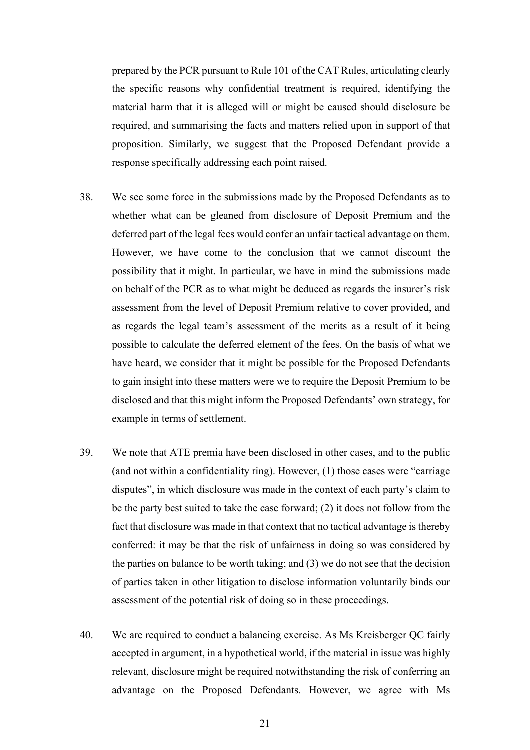prepared by the PCR pursuant to Rule 101 of the CAT Rules, articulating clearly the specific reasons why confidential treatment is required, identifying the material harm that it is alleged will or might be caused should disclosure be required, and summarising the facts and matters relied upon in support of that proposition. Similarly, we suggest that the Proposed Defendant provide a response specifically addressing each point raised.

38. We see some force in the submissions made by the Proposed Defendants as to whether what can be gleaned from disclosure of Deposit Premium and the deferred part of the legal fees would confer an unfair tactical advantage on them. However, we have come to the conclusion that we cannot discount the possibility that it might. In particular, we have in mind the submissions made on behalf of the PCR as to what might be deduced as regards the insurer's risk assessment from the level of Deposit Premium relative to cover provided, and as regards the legal team's assessment of the merits as a result of it being possible to calculate the deferred element of the fees. On the basis of what we have heard, we consider that it might be possible for the Proposed Defendants to gain insight into these matters were we to require the Deposit Premium to be disclosed and that this might inform the Proposed Defendants' own strategy, for example in terms of settlement.

39. We note that ATE premia have been disclosed in other cases, and to the public (and not within a confidentiality ring). However, (1) those cases were "carriage disputes", in which disclosure was made in the context of each party's claim to be the party best suited to take the case forward; (2) it does not follow from the fact that disclosure was made in that context that no tactical advantage is thereby conferred: it may be that the risk of unfairness in doing so was considered by the parties on balance to be worth taking; and (3) we do not see that the decision of parties taken in other litigation to disclose information voluntarily binds our assessment of the potential risk of doing so in these proceedings.

40. We are required to conduct a balancing exercise. As Ms Kreisberger QC fairly accepted in argument, in a hypothetical world, if the material in issue was highly relevant, disclosure might be required notwithstanding the risk of conferring an advantage on the Proposed Defendants. However, we agree with Ms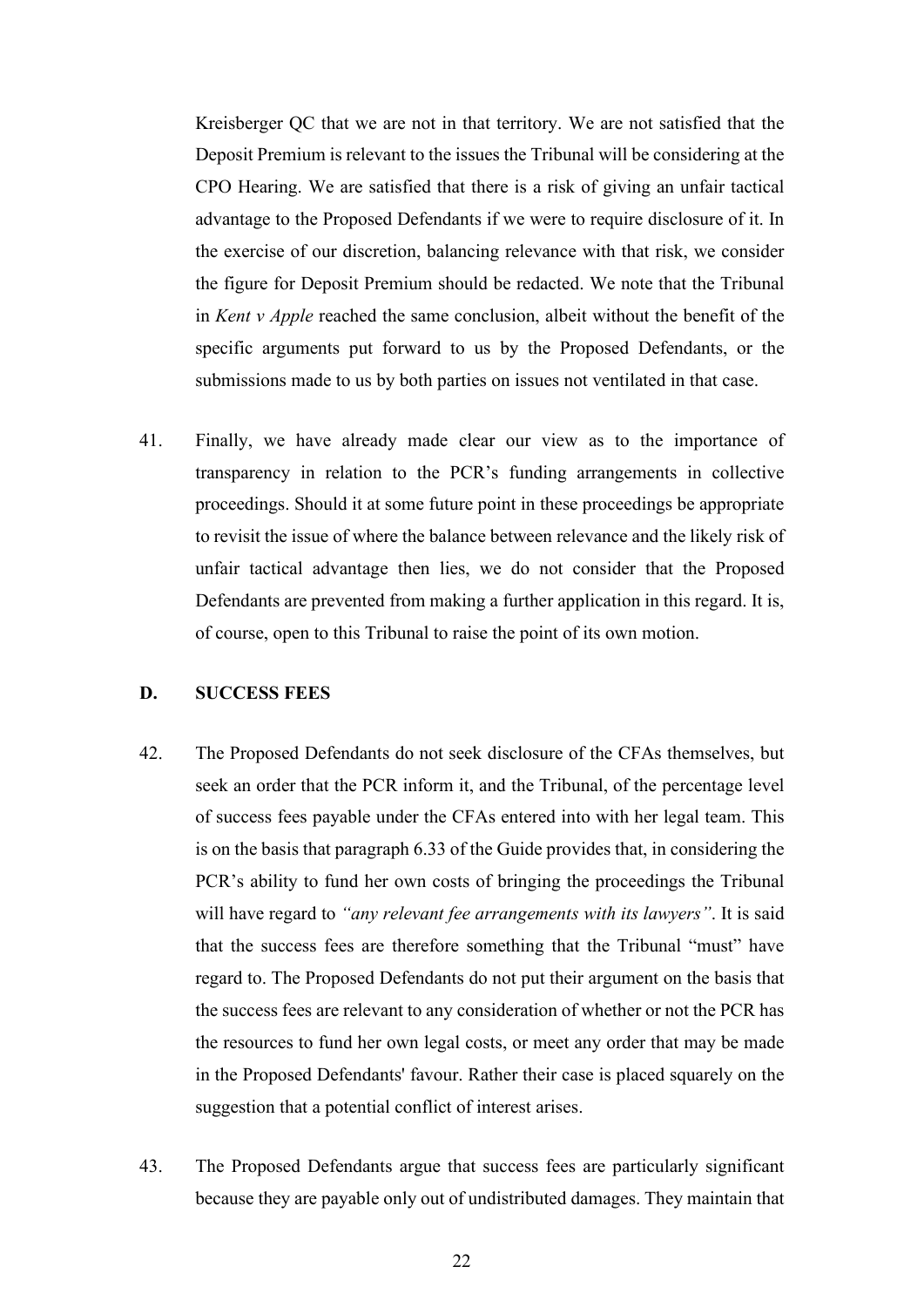Kreisberger QC that we are not in that territory. We are not satisfied that the Deposit Premium is relevant to the issues the Tribunal will be considering at the CPO Hearing. We are satisfied that there is a risk of giving an unfair tactical advantage to the Proposed Defendants if we were to require disclosure of it. In the exercise of our discretion, balancing relevance with that risk, we consider the figure for Deposit Premium should be redacted. We note that the Tribunal in *Kent v Apple* reached the same conclusion, albeit without the benefit of the specific arguments put forward to us by the Proposed Defendants, or the submissions made to us by both parties on issues not ventilated in that case.

41. Finally, we have already made clear our view as to the importance of transparency in relation to the PCR's funding arrangements in collective proceedings. Should it at some future point in these proceedings be appropriate to revisit the issue of where the balance between relevance and the likely risk of unfair tactical advantage then lies, we do not consider that the Proposed Defendants are prevented from making a further application in this regard. It is, of course, open to this Tribunal to raise the point of its own motion.

## D. SUCCESS FEES

42. The Proposed Defendants do not seek disclosure of the CFAs themselves, but seek an order that the PCR inform it, and the Tribunal, of the percentage level of success fees payable under the CFAs entered into with her legal team. This is on the basis that paragraph 6.33 of the Guide provides that, in considering the PCR's ability to fund her own costs of bringing the proceedings the Tribunal will have regard to *"any relevant fee arrangements with its lawyers"*. It is said that the success fees are therefore something that the Tribunal "must" have regard to. The Proposed Defendants do not put their argument on the basis that the success fees are relevant to any consideration of whether or not the PCR has the resources to fund her own legal costs, or meet any order that may be made in the Proposed Defendants' favour. Rather their case is placed squarely on the suggestion that a potential conflict of interest arises.

43. The Proposed Defendants argue that success fees are particularly significant because they are payable only out of undistributed damages. They maintain that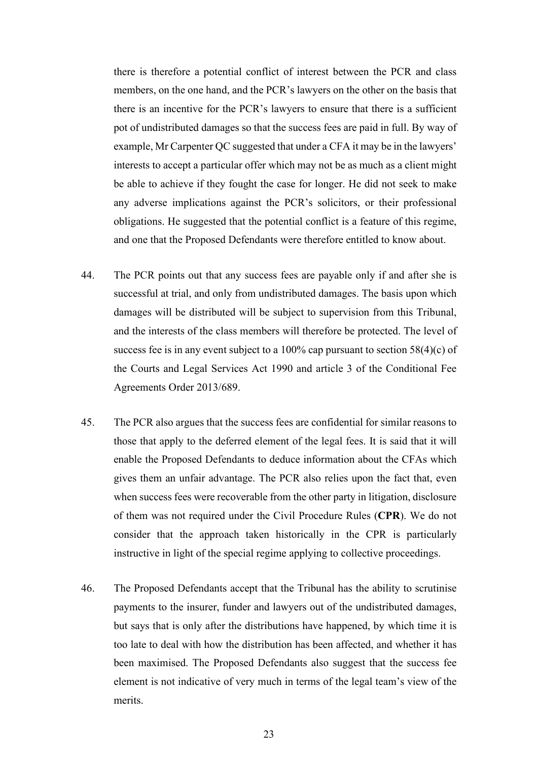there is therefore a potential conflict of interest between the PCR and class members, on the one hand, and the PCR's lawyers on the other on the basis that there is an incentive for the PCR's lawyers to ensure that there is a sufficient pot of undistributed damages so that the success fees are paid in full. By way of example, Mr Carpenter QC suggested that under a CFA it may be in the lawyers' interests to accept a particular offer which may not be as much as a client might be able to achieve if they fought the case for longer. He did not seek to make any adverse implications against the PCR's solicitors, or their professional obligations. He suggested that the potential conflict is a feature of this regime, and one that the Proposed Defendants were therefore entitled to know about.

44. The PCR points out that any success fees are payable only if and after she is successful at trial, and only from undistributed damages. The basis upon which damages will be distributed will be subject to supervision from this Tribunal, and the interests of the class members will therefore be protected. The level of success fee is in any event subject to a 100% cap pursuant to section 58(4)(c) of the Courts and Legal Services Act 1990 and article 3 of the Conditional Fee Agreements Order 2013/689.

45. The PCR also argues that the success fees are confidential for similar reasons to those that apply to the deferred element of the legal fees. It is said that it will enable the Proposed Defendants to deduce information about the CFAs which gives them an unfair advantage. The PCR also relies upon the fact that, even when success fees were recoverable from the other party in litigation, disclosure of them was not required under the Civil Procedure Rules (**CPR**). We do not consider that the approach taken historically in the CPR is particularly instructive in light of the special regime applying to collective proceedings.

46. The Proposed Defendants accept that the Tribunal has the ability to scrutinise payments to the insurer, funder and lawyers out of the undistributed damages, but says that is only after the distributions have happened, by which time it is too late to deal with how the distribution has been affected, and whether it has been maximised. The Proposed Defendants also suggest that the success fee element is not indicative of very much in terms of the legal team's view of the merits.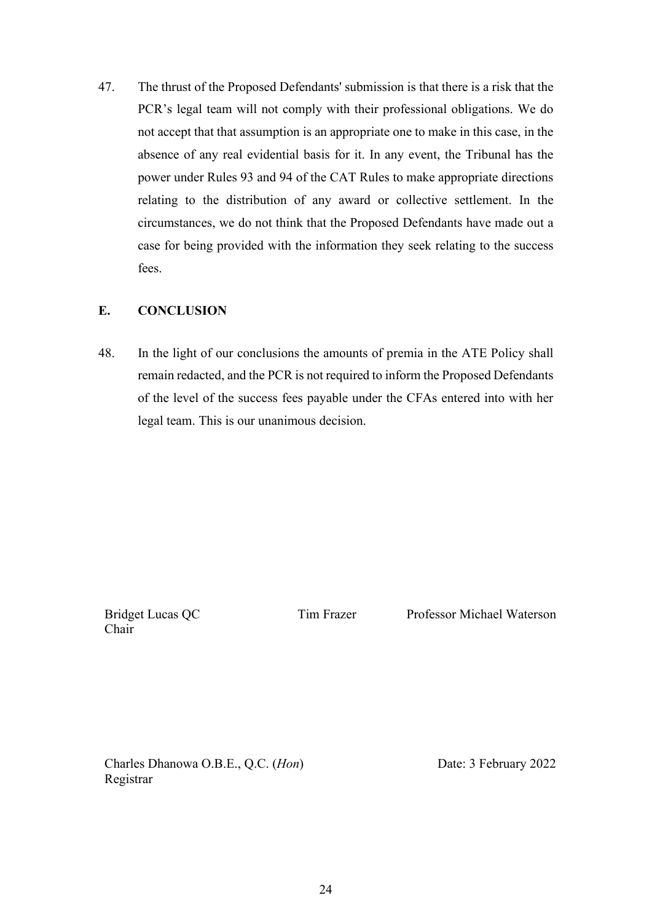47. The thrust of the Proposed Defendants' submission is that there is a risk that the PCR's legal team will not comply with their professional obligations. We do not accept that that assumption is an appropriate one to make in this case, in the absence of any real evidential basis for it. In any event, the Tribunal has the power under Rules 93 and 94 of the CAT Rules to make appropriate directions relating to the distribution of any award or collective settlement. In the circumstances, we do not think that the Proposed Defendants have made out a case for being provided with the information they seek relating to the success fees.

## E. CONCLUSION

48. In the light of our conclusions the amounts of premia in the ATE Policy shall remain redacted, and the PCR is not required to inform the Proposed Defendants of the level of the success fees payable under the CFAs entered into with her legal team. This is our unanimous decision.

| | | |
|---|---|---|
| Bridget Lucas QC<br>Chair | Tim Frazer | Professor Michael Waterson |

Charles Dhanowa O.B.E., Q.C. (*Hon*)
Registrar

Date: 3 February 2022